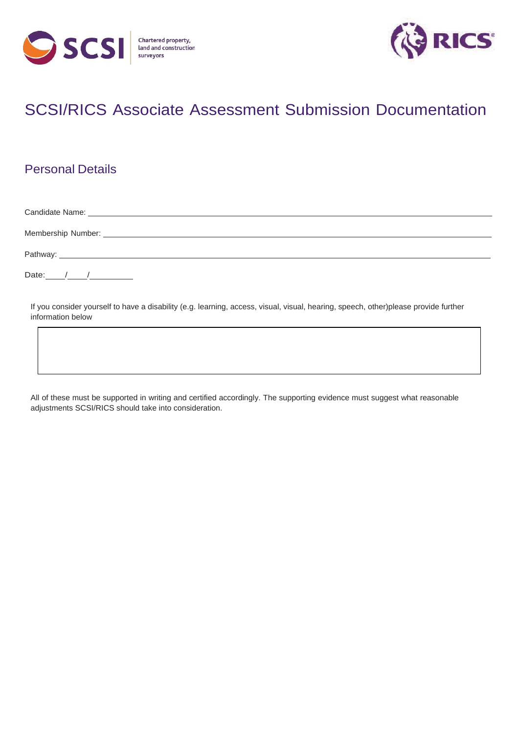# SCSI/RICS Associate Assessment Submission Documentation

## Personal Details

Candidate Name: ______________________________

Membership Number: ______________________________

Pathway: ______________________________

Date: ____/____/__________

If you consider yourself to have a disability (e.g. learning, access, visual, visual, hearing, speech, other)please provide further information below

| |
|---|
| |

All of these must be supported in writing and certified accordingly. The supporting evidence must suggest what reasonable adjustments SCSI/RICS should take into consideration.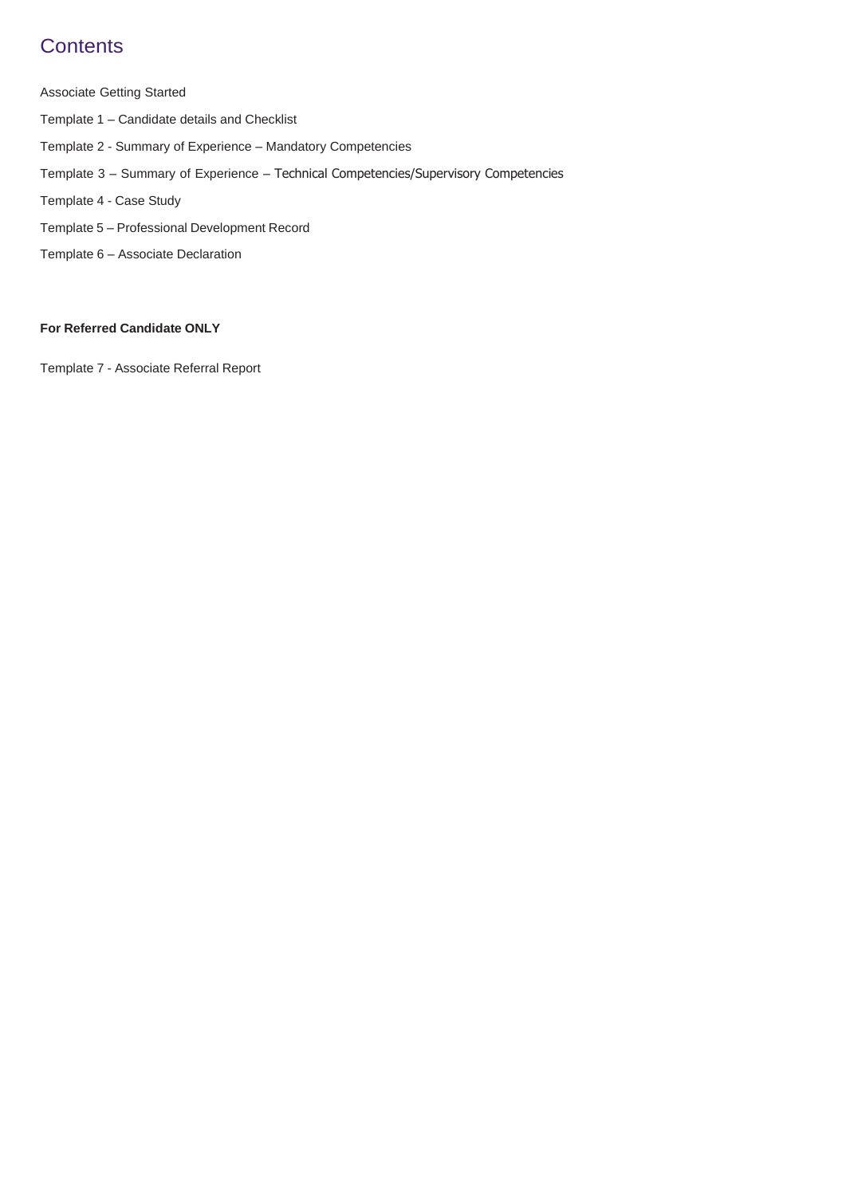# Contents

Associate Getting Started

Template 1 – Candidate details and Checklist

Template 2 - Summary of Experience – Mandatory Competencies

Template 3 – Summary of Experience – Technical Competencies/Supervisory Competencies

Template 4 - Case Study

Template 5 – Professional Development Record

Template 6 – Associate Declaration

**For Referred Candidate ONLY**

Template 7 - Associate Referral Report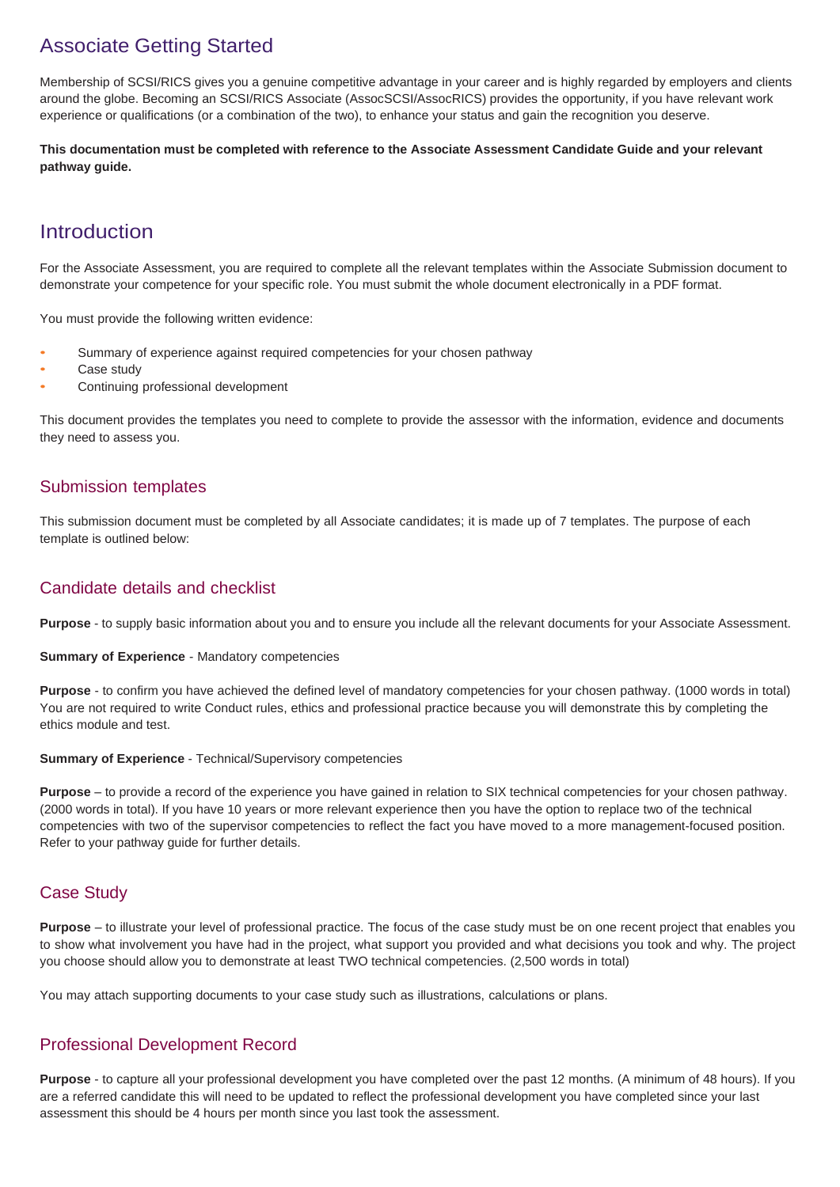# Associate Getting Started

Membership of SCSI/RICS gives you a genuine competitive advantage in your career and is highly regarded by employers and clients around the globe. Becoming an SCSI/RICS Associate (AssocSCSI/AssocRICS) provides the opportunity, if you have relevant work experience or qualifications (or a combination of the two), to enhance your status and gain the recognition you deserve.

**This documentation must be completed with reference to the Associate Assessment Candidate Guide and your relevant pathway guide.**

# Introduction

For the Associate Assessment, you are required to complete all the relevant templates within the Associate Submission document to demonstrate your competence for your specific role. You must submit the whole document electronically in a PDF format.

You must provide the following written evidence:

- Summary of experience against required competencies for your chosen pathway
- Case study
- Continuing professional development

This document provides the templates you need to complete to provide the assessor with the information, evidence and documents they need to assess you.

## Submission templates

This submission document must be completed by all Associate candidates; it is made up of 7 templates. The purpose of each template is outlined below:

## Candidate details and checklist

**Purpose** - to supply basic information about you and to ensure you include all the relevant documents for your Associate Assessment.

**Summary of Experience** - Mandatory competencies

**Purpose** - to confirm you have achieved the defined level of mandatory competencies for your chosen pathway. (1000 words in total) You are not required to write Conduct rules, ethics and professional practice because you will demonstrate this by completing the ethics module and test.

**Summary of Experience** - Technical/Supervisory competencies

**Purpose** – to provide a record of the experience you have gained in relation to SIX technical competencies for your chosen pathway. (2000 words in total). If you have 10 years or more relevant experience then you have the option to replace two of the technical competencies with two of the supervisor competencies to reflect the fact you have moved to a more management-focused position. Refer to your pathway guide for further details.

## Case Study

**Purpose** – to illustrate your level of professional practice. The focus of the case study must be on one recent project that enables you to show what involvement you have had in the project, what support you provided and what decisions you took and why. The project you choose should allow you to demonstrate at least TWO technical competencies. (2,500 words in total)

You may attach supporting documents to your case study such as illustrations, calculations or plans.

## Professional Development Record

**Purpose** - to capture all your professional development you have completed over the past 12 months. (A minimum of 48 hours). If you are a referred candidate this will need to be updated to reflect the professional development you have completed since your last assessment this should be 4 hours per month since you last took the assessment.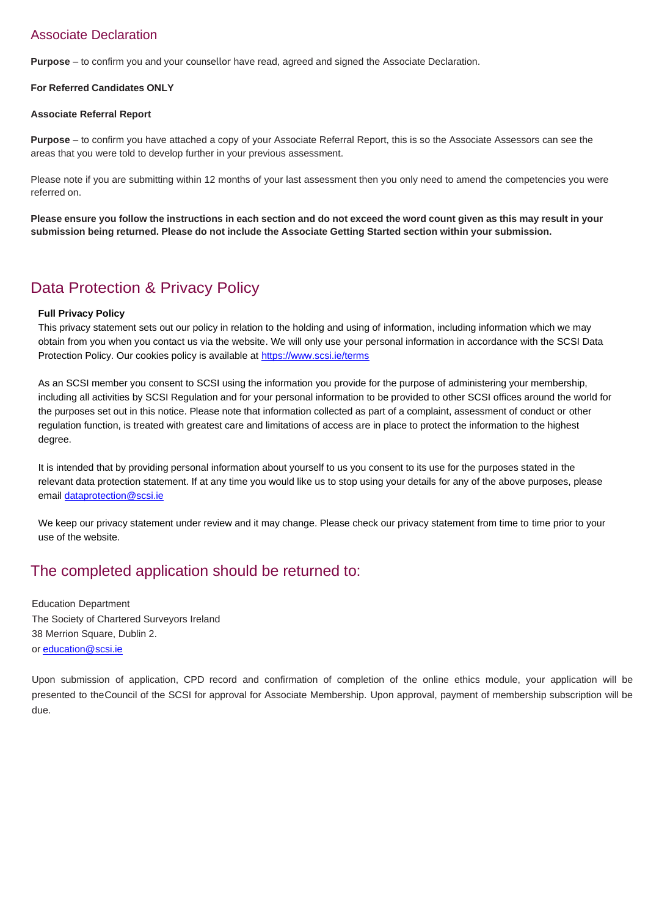## Associate Declaration

**Purpose** – to confirm you and your counsellor have read, agreed and signed the Associate Declaration.

**For Referred Candidates ONLY**

**Associate Referral Report**

**Purpose** – to confirm you have attached a copy of your Associate Referral Report, this is so the Associate Assessors can see the areas that you were told to develop further in your previous assessment.

Please note if you are submitting within 12 months of your last assessment then you only need to amend the competencies you were referred on.

**Please ensure you follow the instructions in each section and do not exceed the word count given as this may result in your submission being returned. Please do not include the Associate Getting Started section within your submission.**

## Data Protection & Privacy Policy

**Full Privacy Policy**
This privacy statement sets out our policy in relation to the holding and using of information, including information which we may obtain from you when you contact us via the website. We will only use your personal information in accordance with the SCSI Data Protection Policy. Our cookies policy is available at https://www.scsi.ie/terms

As an SCSI member you consent to SCSI using the information you provide for the purpose of administering your membership, including all activities by SCSI Regulation and for your personal information to be provided to other SCSI offices around the world for the purposes set out in this notice. Please note that information collected as part of a complaint, assessment of conduct or other regulation function, is treated with greatest care and limitations of access are in place to protect the information to the highest degree.

It is intended that by providing personal information about yourself to us you consent to its use for the purposes stated in the relevant data protection statement. If at any time you would like us to stop using your details for any of the above purposes, please email dataprotection@scsi.ie

We keep our privacy statement under review and it may change. Please check our privacy statement from time to time prior to your use of the website.

## The completed application should be returned to:

Education Department
The Society of Chartered Surveyors Ireland
38 Merrion Square, Dublin 2.
or education@scsi.ie

Upon submission of application, CPD record and confirmation of completion of the online ethics module, your application will be presented to theCouncil of the SCSI for approval for Associate Membership. Upon approval, payment of membership subscription will be due.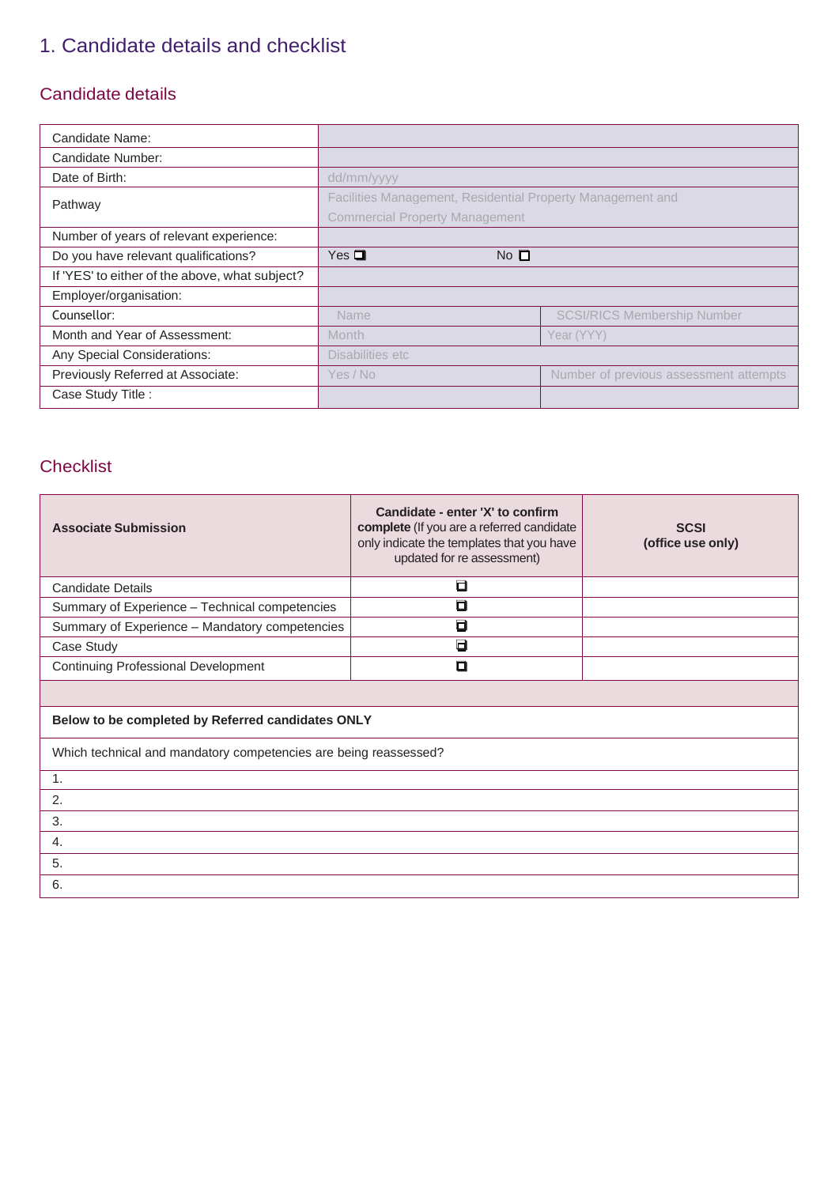# 1. Candidate details and checklist

## Candidate details

| Candidate Name: | | |
|---|---|---|
| Candidate Number: | | |
| Date of Birth: | dd/mm/yyyy | |
| Pathway | Facilities Management, Residential Property Management and Commercial Property Management | |
| Number of years of relevant experience: | | |
| Do you have relevant qualifications? | Yes ☐ | No ☐ |
| If 'YES' to either of the above, what subject? | | |
| Employer/organisation: | | |
| Counsellor: | Name | SCSI/RICS Membership Number |
| Month and Year of Assessment: | Month | Year (YYY) |
| Any Special Considerations: | Disabilities etc | |
| Previously Referred at Associate: | Yes / No | Number of previous assessment attempts |
| Case Study Title : | | |

## Checklist

| **Associate Submission** | **Candidate - enter 'X' to confirm complete** (If you are a referred candidate only indicate the templates that you have updated for re assessment) | **SCSI (office use only)** |
|---|---|---|
| Candidate Details | ☐ | |
| Summary of Experience – Technical competencies | ☐ | |
| Summary of Experience – Mandatory competencies | ☐ | |
| Case Study | ☐ | |
| Continuing Professional Development | ☐ | |
| | | |
| **Below to be completed by Referred candidates ONLY** | | |
| Which technical and mandatory competencies are being reassessed? | | |
| 1. | | |
| 2. | | |
| 3. | | |
| 4. | | |
| 5. | | |
| 6. | | |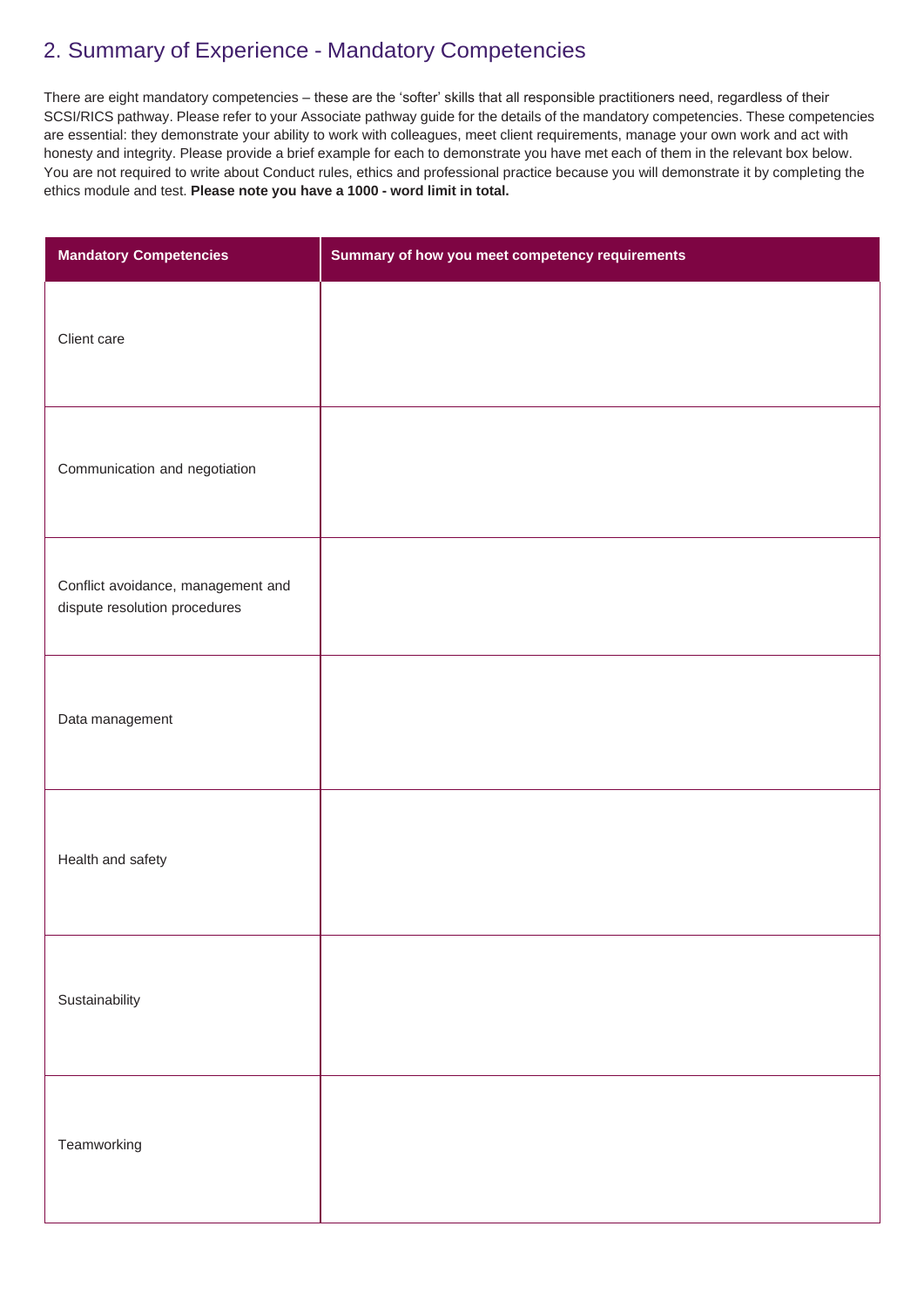## 2. Summary of Experience - Mandatory Competencies

There are eight mandatory competencies – these are the 'softer' skills that all responsible practitioners need, regardless of their SCSI/RICS pathway. Please refer to your Associate pathway guide for the details of the mandatory competencies. These competencies are essential: they demonstrate your ability to work with colleagues, meet client requirements, manage your own work and act with honesty and integrity. Please provide a brief example for each to demonstrate you have met each of them in the relevant box below. You are not required to write about Conduct rules, ethics and professional practice because you will demonstrate it by completing the ethics module and test. **Please note you have a 1000 - word limit in total.**

| Mandatory Competencies | Summary of how you meet competency requirements |
| --- | --- |
| Client care | |
| Communication and negotiation | |
| Conflict avoidance, management and dispute resolution procedures | |
| Data management | |
| Health and safety | |
| Sustainability | |
| Teamworking | |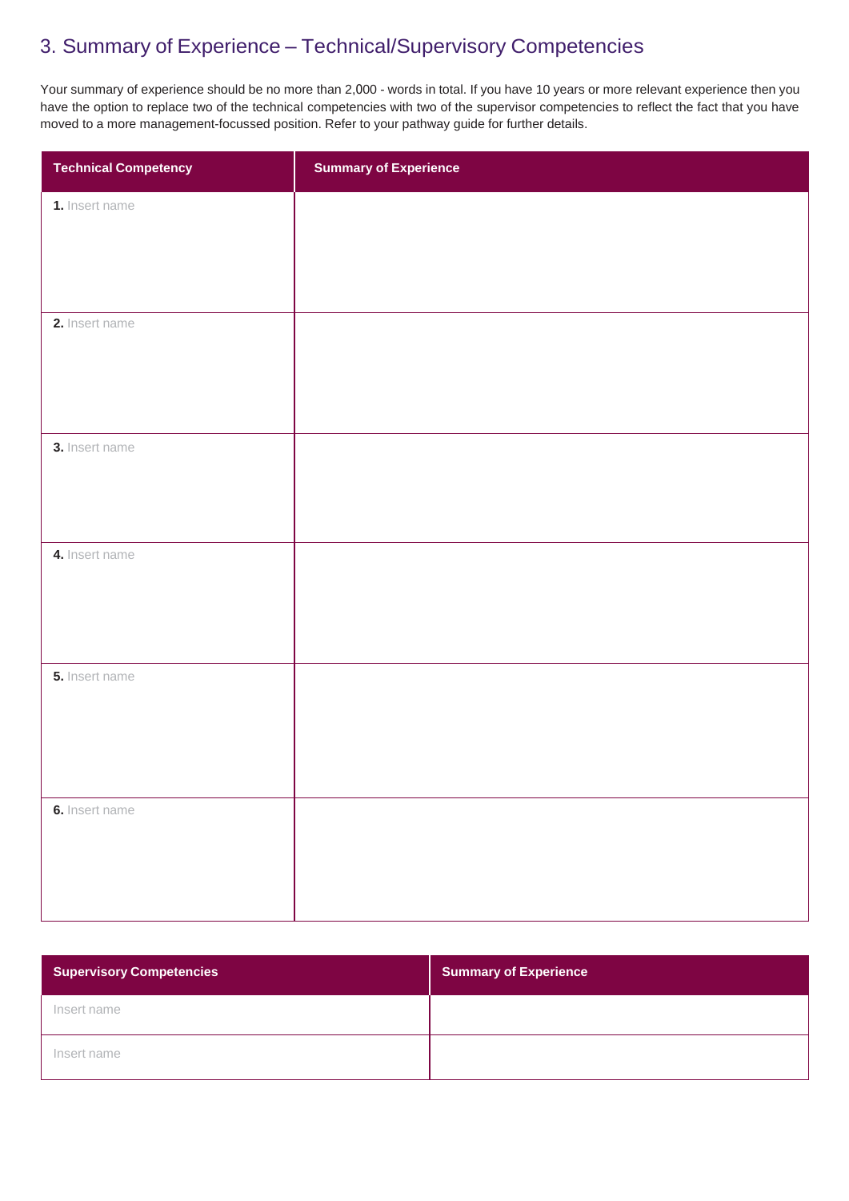## 3. Summary of Experience – Technical/Supervisory Competencies

Your summary of experience should be no more than 2,000 - words in total. If you have 10 years or more relevant experience then you have the option to replace two of the technical competencies with two of the supervisor competencies to reflect the fact that you have moved to a more management-focussed position. Refer to your pathway guide for further details.

| Technical Competency | Summary of Experience |
| --- | --- |
| **1.** Insert name | |
| **2.** Insert name | |
| **3.** Insert name | |
| **4.** Insert name | |
| **5.** Insert name | |
| **6.** Insert name | |

| Supervisory Competencies | Summary of Experience |
| --- | --- |
| Insert name | |
| Insert name | |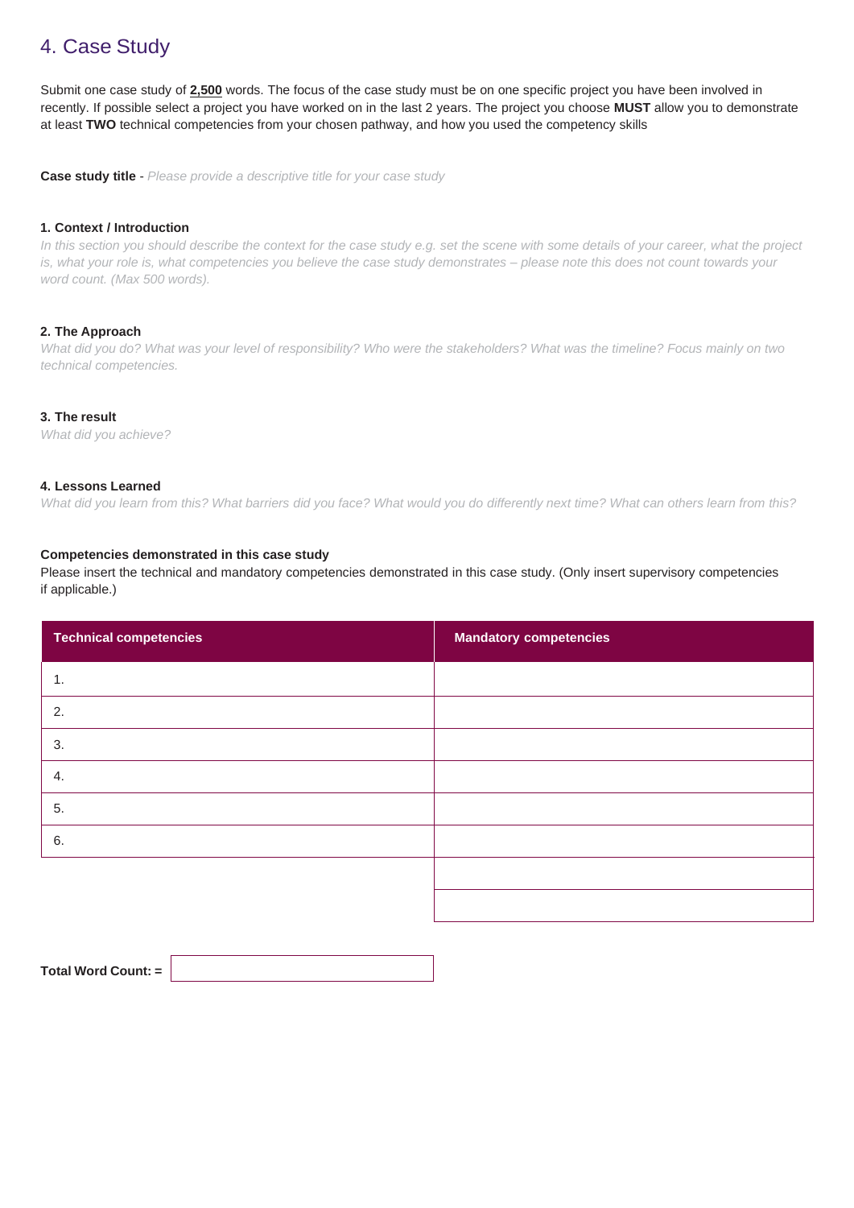## 4. Case Study

Submit one case study of **2,500** words. The focus of the case study must be on one specific project you have been involved in recently. If possible select a project you have worked on in the last 2 years. The project you choose **MUST** allow you to demonstrate at least **TWO** technical competencies from your chosen pathway, and how you used the competency skills

**Case study title** - *Please provide a descriptive title for your case study*

**1. Context / Introduction**

*In this section you should describe the context for the case study e.g. set the scene with some details of your career, what the project is, what your role is, what competencies you believe the case study demonstrates – please note this does not count towards your word count. (Max 500 words).*

**2. The Approach**

*What did you do? What was your level of responsibility? Who were the stakeholders? What was the timeline? Focus mainly on two technical competencies.*

**3. The result**

*What did you achieve?*

**4. Lessons Learned**

*What did you learn from this? What barriers did you face? What would you do differently next time? What can others learn from this?*

**Competencies demonstrated in this case study**

Please insert the technical and mandatory competencies demonstrated in this case study. (Only insert supervisory competencies if applicable.)

| Technical competencies | Mandatory competencies |
| --- | --- |
| 1. | |
| 2. | |
| 3. | |
| 4. | |
| 5. | |
| 6. | |
| | |
| | |

**Total Word Count: =**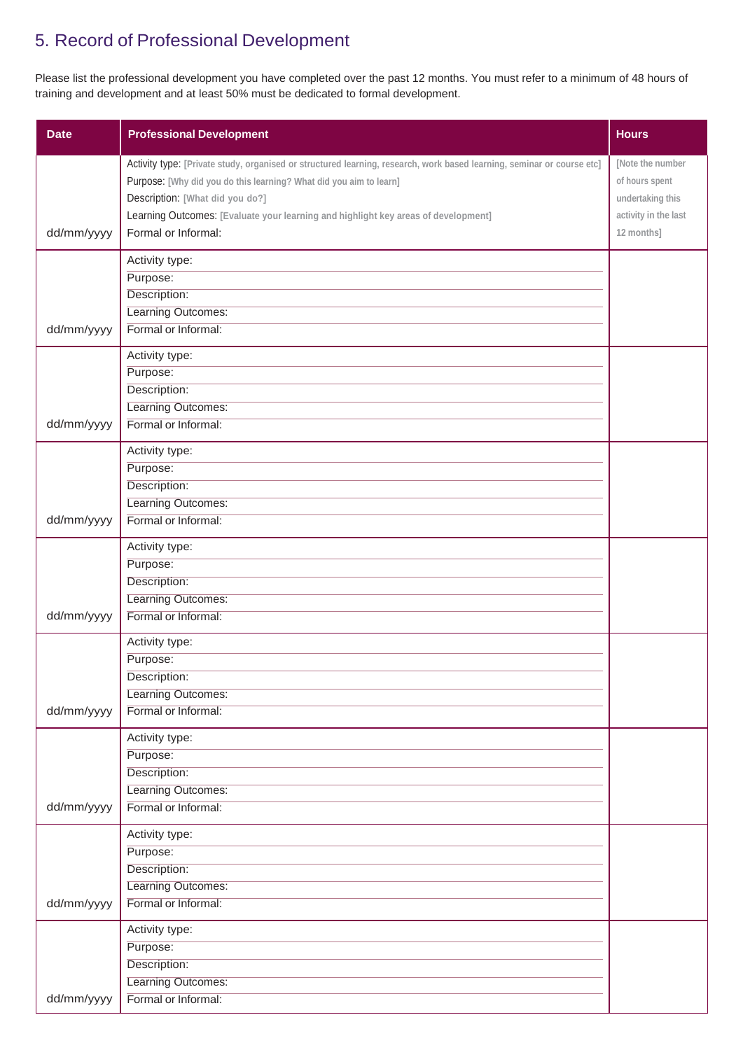## 5. Record of Professional Development

Please list the professional development you have completed over the past 12 months. You must refer to a minimum of 48 hours of training and development and at least 50% must be dedicated to formal development.

| Date | Professional Development | Hours |
| --- | --- | --- |
| dd/mm/yyyy | Activity type: [Private study, organised or structured learning, research, work based learning, seminar or course etc]<br>Purpose: [Why did you do this learning? What did you aim to learn]<br>Description: [What did you do?]<br>Learning Outcomes: [Evaluate your learning and highlight key areas of development]<br>Formal or Informal: | [Note the number of hours spent undertaking this activity in the last 12 months] |
| dd/mm/yyyy | Activity type:<br>Purpose:<br>Description:<br>Learning Outcomes:<br>Formal or Informal: | |
| dd/mm/yyyy | Activity type:<br>Purpose:<br>Description:<br>Learning Outcomes:<br>Formal or Informal: | |
| dd/mm/yyyy | Activity type:<br>Purpose:<br>Description:<br>Learning Outcomes:<br>Formal or Informal: | |
| dd/mm/yyyy | Activity type:<br>Purpose:<br>Description:<br>Learning Outcomes:<br>Formal or Informal: | |
| dd/mm/yyyy | Activity type:<br>Purpose:<br>Description:<br>Learning Outcomes:<br>Formal or Informal: | |
| dd/mm/yyyy | Activity type:<br>Purpose:<br>Description:<br>Learning Outcomes:<br>Formal or Informal: | |
| dd/mm/yyyy | Activity type:<br>Purpose:<br>Description:<br>Learning Outcomes:<br>Formal or Informal: | |
| dd/mm/yyyy | Activity type:<br>Purpose:<br>Description:<br>Learning Outcomes:<br>Formal or Informal: | |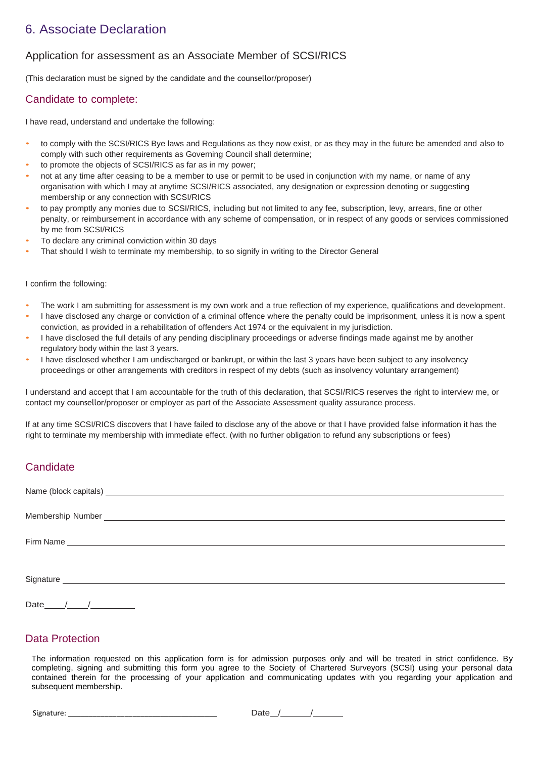# 6. Associate Declaration

## Application for assessment as an Associate Member of SCSI/RICS

(This declaration must be signed by the candidate and the counsellor/proposer)

## Candidate to complete:

I have read, understand and undertake the following:

- to comply with the SCSI/RICS Bye laws and Regulations as they now exist, or as they may in the future be amended and also to comply with such other requirements as Governing Council shall determine;
- to promote the objects of SCSI/RICS as far as in my power;
- not at any time after ceasing to be a member to use or permit to be used in conjunction with my name, or name of any organisation with which I may at anytime SCSI/RICS associated, any designation or expression denoting or suggesting membership or any connection with SCSI/RICS
- to pay promptly any monies due to SCSI/RICS, including but not limited to any fee, subscription, levy, arrears, fine or other penalty, or reimbursement in accordance with any scheme of compensation, or in respect of any goods or services commissioned by me from SCSI/RICS
- To declare any criminal conviction within 30 days
- That should I wish to terminate my membership, to so signify in writing to the Director General

I confirm the following:

- The work I am submitting for assessment is my own work and a true reflection of my experience, qualifications and development.
- I have disclosed any charge or conviction of a criminal offence where the penalty could be imprisonment, unless it is now a spent conviction, as provided in a rehabilitation of offenders Act 1974 or the equivalent in my jurisdiction.
- I have disclosed the full details of any pending disciplinary proceedings or adverse findings made against me by another regulatory body within the last 3 years.
- I have disclosed whether I am undischarged or bankrupt, or within the last 3 years have been subject to any insolvency proceedings or other arrangements with creditors in respect of my debts (such as insolvency voluntary arrangement)

I understand and accept that I am accountable for the truth of this declaration, that SCSI/RICS reserves the right to interview me, or contact my counsellor/proposer or employer as part of the Associate Assessment quality assurance process.

If at any time SCSI/RICS discovers that I have failed to disclose any of the above or that I have provided false information it has the right to terminate my membership with immediate effect. (with no further obligation to refund any subscriptions or fees)

## Candidate

Name (block capitals) ____________________

Membership Number ____________________

Firm Name ____________________

Signature ____________________

Date____/____/_________

## Data Protection

The information requested on this application form is for admission purposes only and will be treated in strict confidence. By completing, signing and submitting this form you agree to the Society of Chartered Surveyors (SCSI) using your personal data contained therein for the processing of your application and communicating updates with you regarding your application and subsequent membership.

Signature: ____________________ Date__/______/______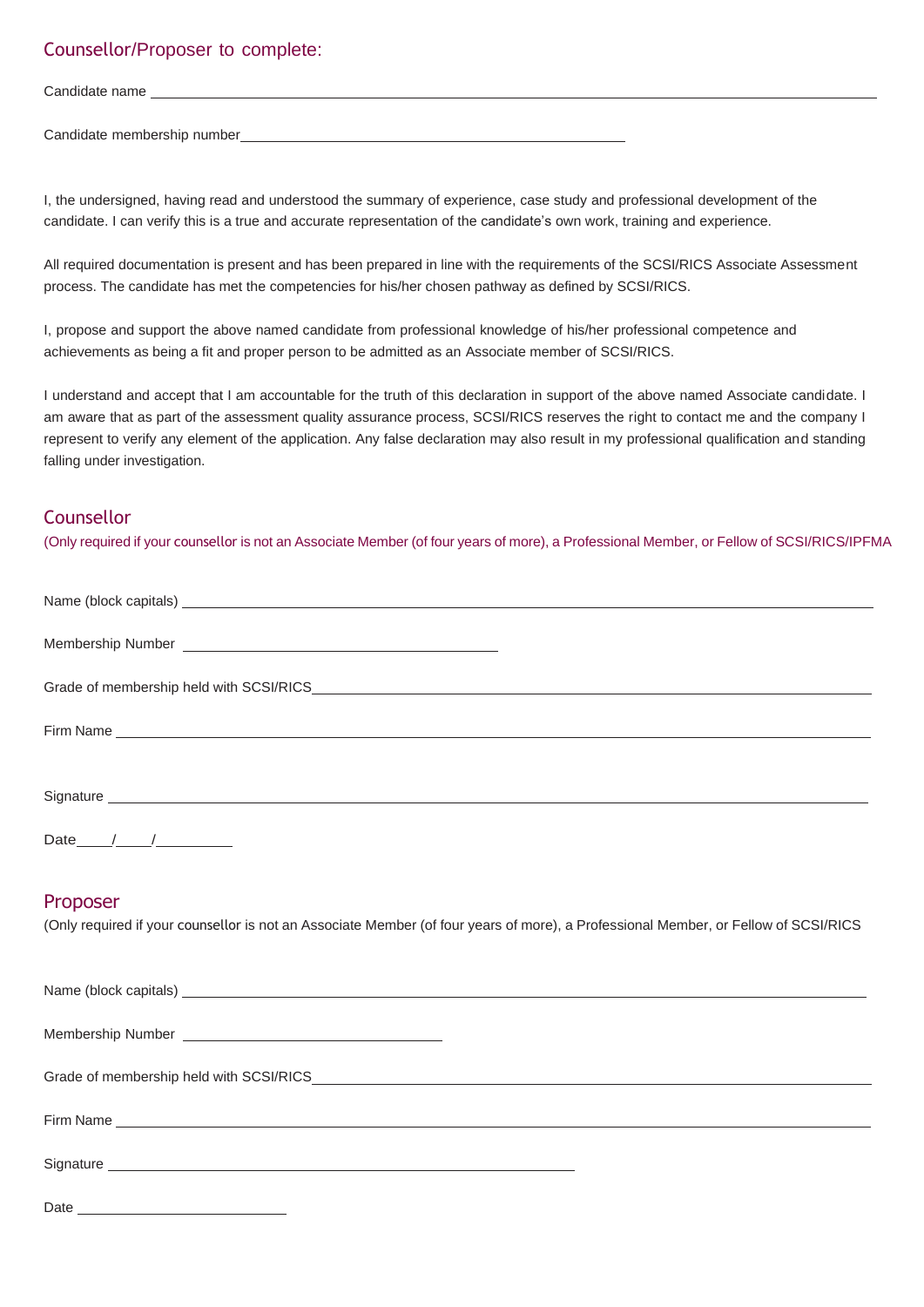## Counsellor/Proposer to complete:

Candidate name \_\_\_\_\_\_\_\_\_\_\_\_\_\_\_\_\_\_\_\_\_\_\_\_\_\_\_\_\_\_\_\_\_\_\_\_\_\_\_\_\_\_\_\_\_\_

Candidate membership number\_\_\_\_\_\_\_\_\_\_\_\_\_\_\_\_\_\_\_\_\_\_\_\_\_\_\_\_\_\_\_\_

I, the undersigned, having read and understood the summary of experience, case study and professional development of the candidate. I can verify this is a true and accurate representation of the candidate's own work, training and experience.

All required documentation is present and has been prepared in line with the requirements of the SCSI/RICS Associate Assessment process. The candidate has met the competencies for his/her chosen pathway as defined by SCSI/RICS.

I, propose and support the above named candidate from professional knowledge of his/her professional competence and achievements as being a fit and proper person to be admitted as an Associate member of SCSI/RICS.

I understand and accept that I am accountable for the truth of this declaration in support of the above named Associate candidate. I am aware that as part of the assessment quality assurance process, SCSI/RICS reserves the right to contact me and the company I represent to verify any element of the application. Any false declaration may also result in my professional qualification and standing falling under investigation.

## Counsellor

(Only required if your counsellor is not an Associate Member (of four years of more), a Professional Member, or Fellow of SCSI/RICS/IPFMA

Name (block capitals) \_\_\_\_\_\_\_\_\_\_\_\_\_\_\_\_\_\_\_\_\_\_\_\_\_\_\_\_\_\_\_\_\_\_\_\_\_\_\_\_\_\_\_\_\_\_

Membership Number \_\_\_\_\_\_\_\_\_\_\_\_\_\_\_\_\_\_\_\_\_\_\_\_\_\_\_\_

Grade of membership held with SCSI/RICS\_\_\_\_\_\_\_\_\_\_\_\_\_\_\_\_\_\_\_\_\_\_\_\_\_\_\_\_\_\_\_\_\_\_\_\_

Firm Name \_\_\_\_\_\_\_\_\_\_\_\_\_\_\_\_\_\_\_\_\_\_\_\_\_\_\_\_\_\_\_\_\_\_\_\_\_\_\_\_\_\_\_\_\_\_

Signature \_\_\_\_\_\_\_\_\_\_\_\_\_\_\_\_\_\_\_\_\_\_\_\_\_\_\_\_\_\_\_\_\_\_\_\_\_\_\_\_\_\_\_\_\_\_

Date\_\_\_\_/\_\_\_\_/\_\_\_\_\_\_\_\_\_

## Proposer

(Only required if your counsellor is not an Associate Member (of four years of more), a Professional Member, or Fellow of SCSI/RICS

Name (block capitals) \_\_\_\_\_\_\_\_\_\_\_\_\_\_\_\_\_\_\_\_\_\_\_\_\_\_\_\_\_\_\_\_\_\_\_\_\_\_\_\_\_\_\_\_\_\_

Membership Number \_\_\_\_\_\_\_\_\_\_\_\_\_\_\_\_\_\_\_\_\_\_\_\_\_\_\_\_

Grade of membership held with SCSI/RICS\_\_\_\_\_\_\_\_\_\_\_\_\_\_\_\_\_\_\_\_\_\_\_\_\_\_\_\_\_\_\_\_\_\_\_\_

Firm Name \_\_\_\_\_\_\_\_\_\_\_\_\_\_\_\_\_\_\_\_\_\_\_\_\_\_\_\_\_\_\_\_\_\_\_\_\_\_\_\_\_\_\_\_\_\_

Signature \_\_\_\_\_\_\_\_\_\_\_\_\_\_\_\_\_\_\_\_\_\_\_\_\_\_\_\_\_\_\_\_\_\_\_\_

Date \_\_\_\_\_\_\_\_\_\_\_\_\_\_\_\_\_\_\_\_\_\_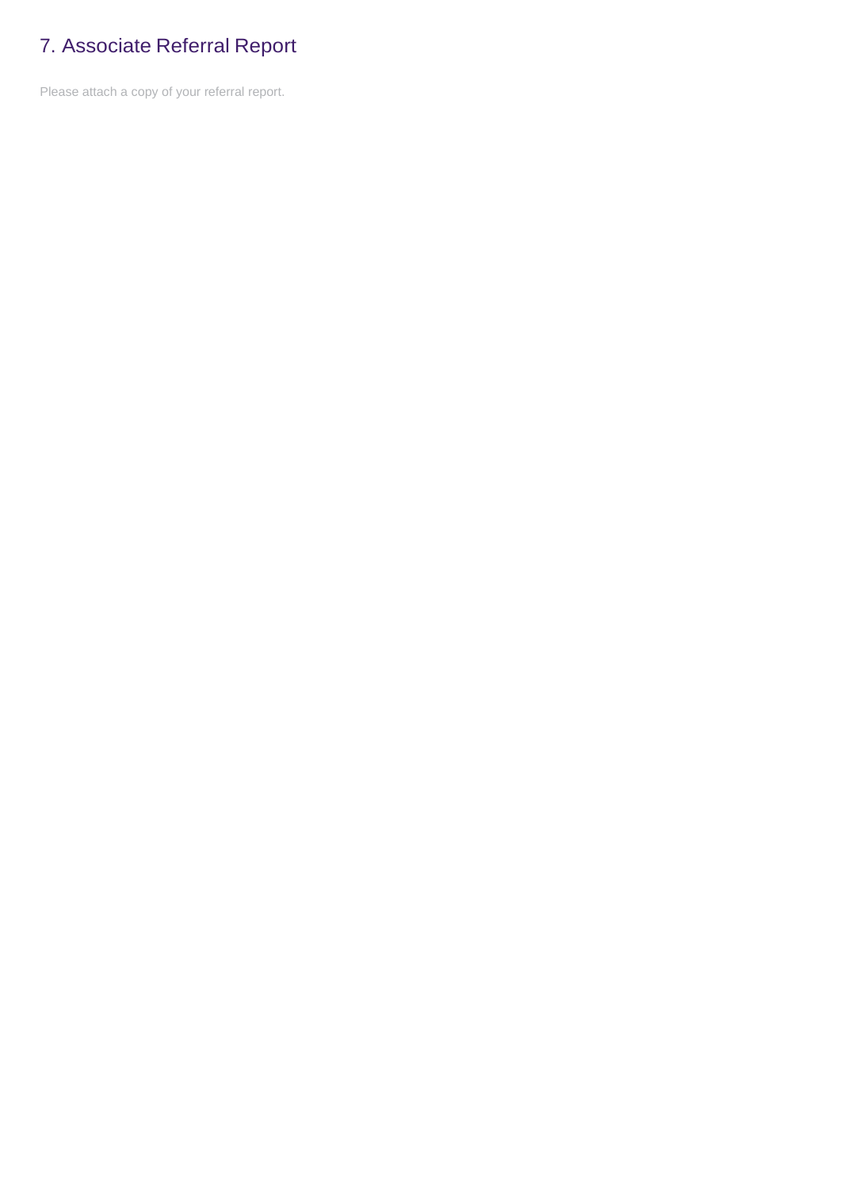## 7. Associate Referral Report

Please attach a copy of your referral report.